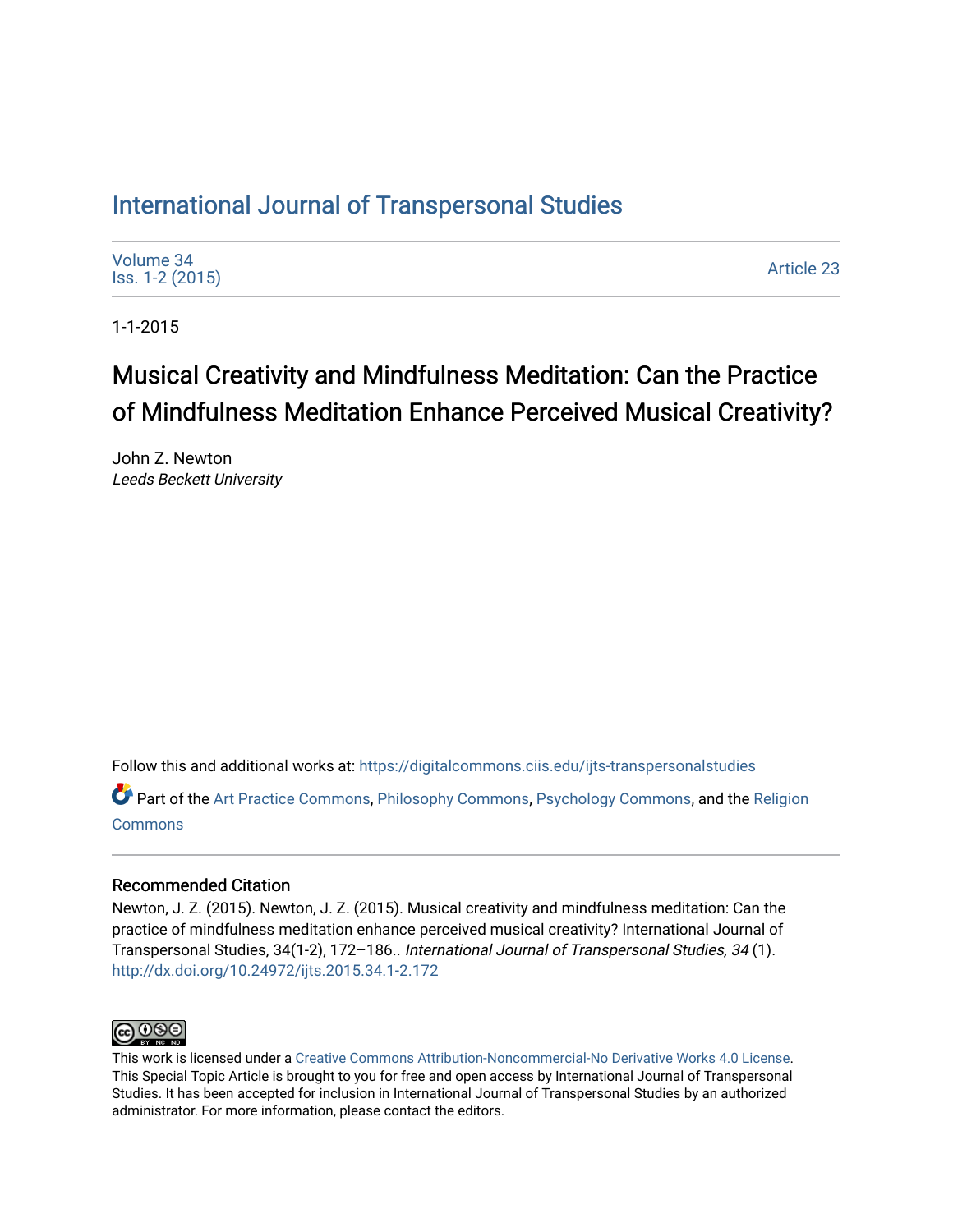# International Journal of Transpersonal Studies

Volume 34
Iss. 1-2 (2015)

Article 23

1-1-2015

## Musical Creativity and Mindfulness Meditation: Can the Practice of Mindfulness Meditation Enhance Perceived Musical Creativity?

John Z. Newton
*Leeds Beckett University*

Follow this and additional works at: https://digitalcommons.ciis.edu/ijts-transpersonalstudies

Part of the Art Practice Commons, Philosophy Commons, Psychology Commons, and the Religion Commons

### Recommended Citation

Newton, J. Z. (2015). Newton, J. Z. (2015). Musical creativity and mindfulness meditation: Can the practice of mindfulness meditation enhance perceived musical creativity? International Journal of Transpersonal Studies, 34(1-2), 172–186.. *International Journal of Transpersonal Studies, 34* (1).
http://dx.doi.org/10.24972/ijts.2015.34.1-2.172

This work is licensed under a Creative Commons Attribution-Noncommercial-No Derivative Works 4.0 License. This Special Topic Article is brought to you for free and open access by International Journal of Transpersonal Studies. It has been accepted for inclusion in International Journal of Transpersonal Studies by an authorized administrator. For more information, please contact the editors.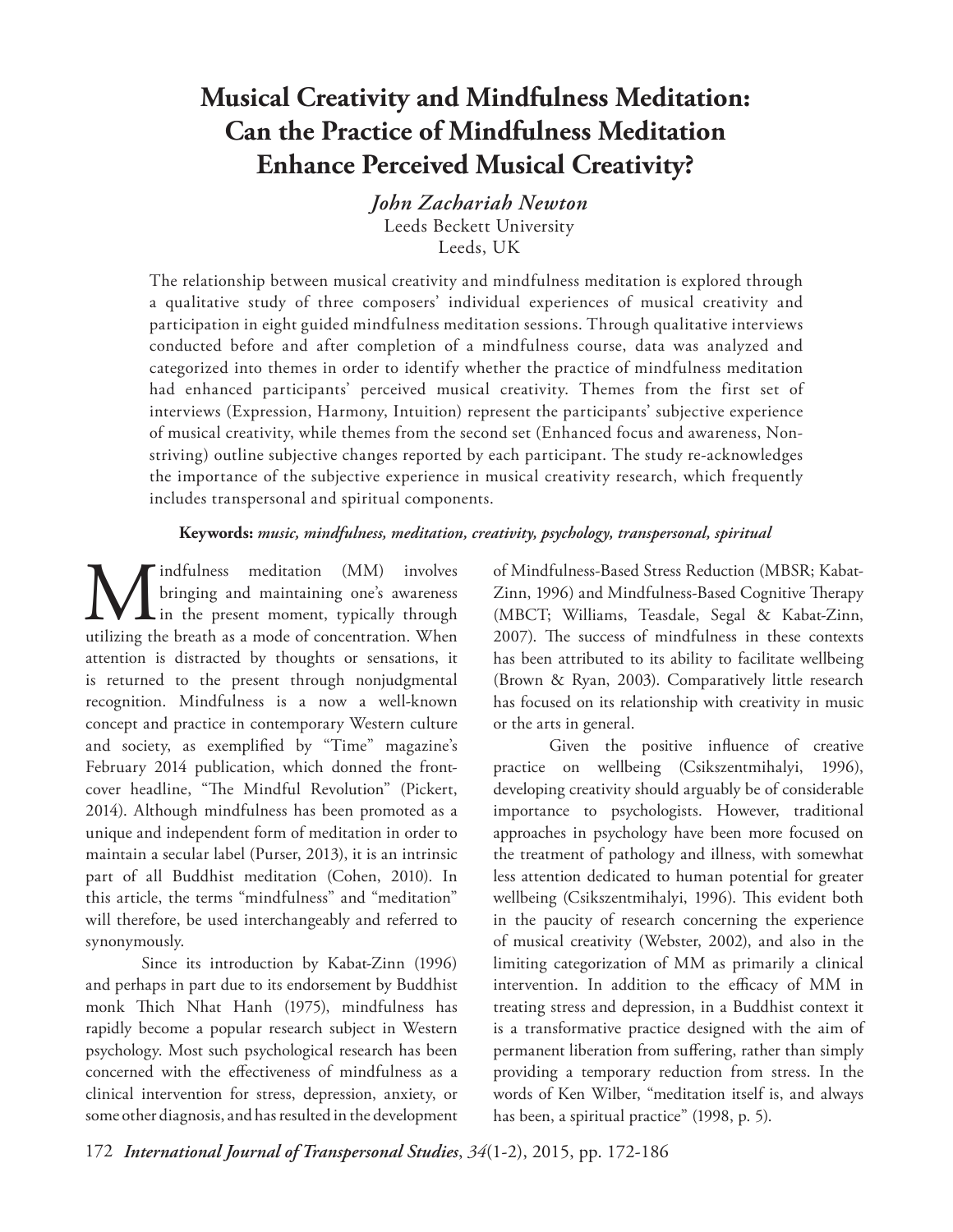# Musical Creativity and Mindfulness Meditation: Can the Practice of Mindfulness Meditation Enhance Perceived Musical Creativity?

*John Zachariah Newton*
Leeds Beckett University
Leeds, UK

The relationship between musical creativity and mindfulness meditation is explored through a qualitative study of three composers' individual experiences of musical creativity and participation in eight guided mindfulness meditation sessions. Through qualitative interviews conducted before and after completion of a mindfulness course, data was analyzed and categorized into themes in order to identify whether the practice of mindfulness meditation had enhanced participants' perceived musical creativity. Themes from the first set of interviews (Expression, Harmony, Intuition) represent the participants' subjective experience of musical creativity, while themes from the second set (Enhanced focus and awareness, Non-striving) outline subjective changes reported by each participant. The study re-acknowledges the importance of the subjective experience in musical creativity research, which frequently includes transpersonal and spiritual components.

**Keywords:** ***music, mindfulness, meditation, creativity, psychology, transpersonal, spiritual***

Mindfulness meditation (MM) involves bringing and maintaining one's awareness in the present moment, typically through utilizing the breath as a mode of concentration. When attention is distracted by thoughts or sensations, it is returned to the present through nonjudgmental recognition. Mindfulness is a now a well-known concept and practice in contemporary Western culture and society, as exemplified by "Time" magazine's February 2014 publication, which donned the front-cover headline, "The Mindful Revolution" (Pickert, 2014). Although mindfulness has been promoted as a unique and independent form of meditation in order to maintain a secular label (Purser, 2013), it is an intrinsic part of all Buddhist meditation (Cohen, 2010). In this article, the terms "mindfulness" and "meditation" will therefore, be used interchangeably and referred to synonymously.

Since its introduction by Kabat-Zinn (1996) and perhaps in part due to its endorsement by Buddhist monk Thich Nhat Hanh (1975), mindfulness has rapidly become a popular research subject in Western psychology. Most such psychological research has been concerned with the effectiveness of mindfulness as a clinical intervention for stress, depression, anxiety, or some other diagnosis, and has resulted in the development of Mindfulness-Based Stress Reduction (MBSR; Kabat-Zinn, 1996) and Mindfulness-Based Cognitive Therapy (MBCT; Williams, Teasdale, Segal & Kabat-Zinn, 2007). The success of mindfulness in these contexts has been attributed to its ability to facilitate wellbeing (Brown & Ryan, 2003). Comparatively little research has focused on its relationship with creativity in music or the arts in general.

Given the positive influence of creative practice on wellbeing (Csikszentmihalyi, 1996), developing creativity should arguably be of considerable importance to psychologists. However, traditional approaches in psychology have been more focused on the treatment of pathology and illness, with somewhat less attention dedicated to human potential for greater wellbeing (Csikszentmihalyi, 1996). This evident both in the paucity of research concerning the experience of musical creativity (Webster, 2002), and also in the limiting categorization of MM as primarily a clinical intervention. In addition to the efficacy of MM in treating stress and depression, in a Buddhist context it is a transformative practice designed with the aim of permanent liberation from suffering, rather than simply providing a temporary reduction from stress. In the words of Ken Wilber, "meditation itself is, and always has been, a spiritual practice" (1998, p. 5).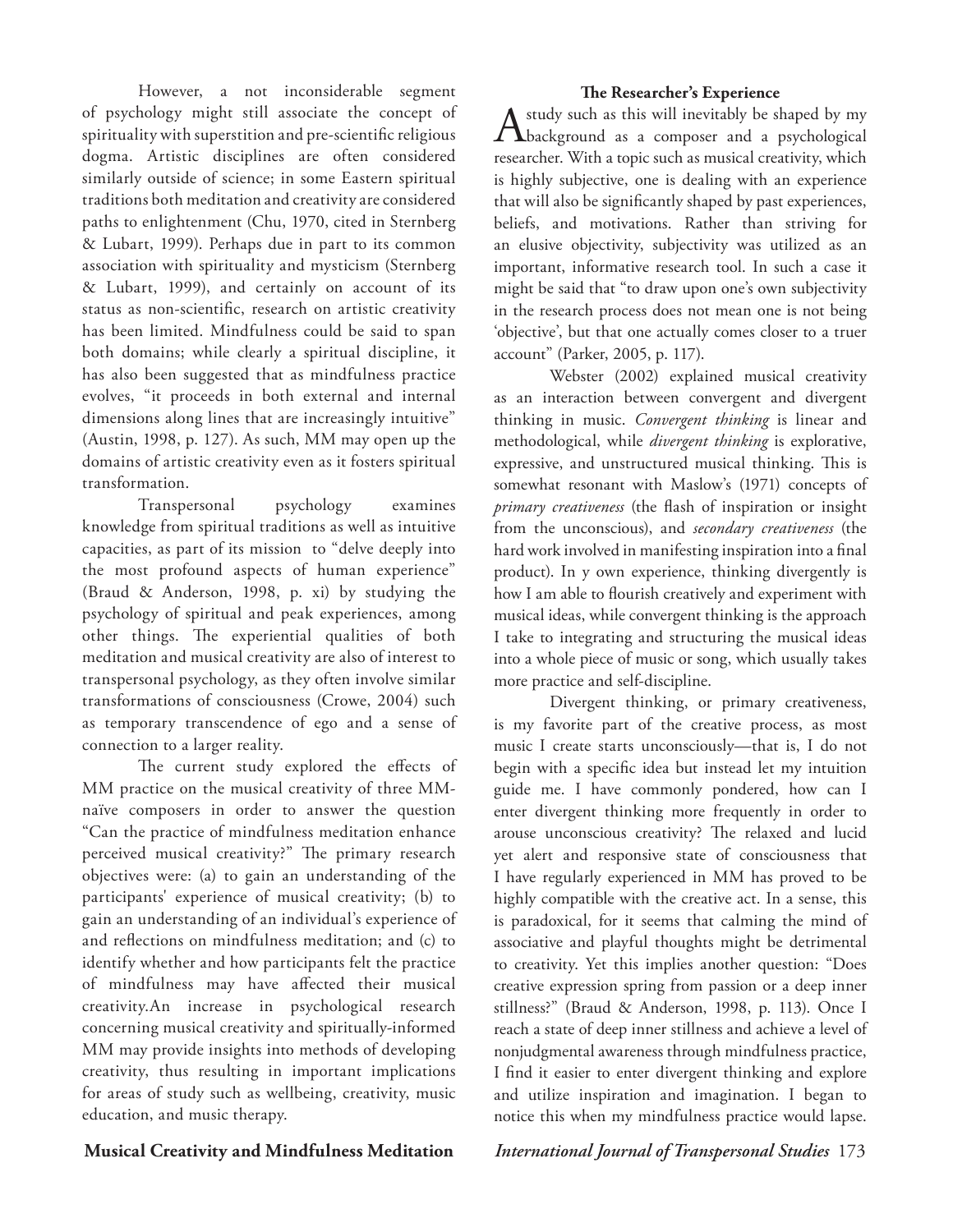However, a not inconsiderable segment of psychology might still associate the concept of spirituality with superstition and pre-scientific religious dogma. Artistic disciplines are often considered similarly outside of science; in some Eastern spiritual traditions both meditation and creativity are considered paths to enlightenment (Chu, 1970, cited in Sternberg & Lubart, 1999). Perhaps due in part to its common association with spirituality and mysticism (Sternberg & Lubart, 1999), and certainly on account of its status as non-scientific, research on artistic creativity has been limited. Mindfulness could be said to span both domains; while clearly a spiritual discipline, it has also been suggested that as mindfulness practice evolves, "it proceeds in both external and internal dimensions along lines that are increasingly intuitive" (Austin, 1998, p. 127). As such, MM may open up the domains of artistic creativity even as it fosters spiritual transformation.

Transpersonal psychology examines knowledge from spiritual traditions as well as intuitive capacities, as part of its mission to "delve deeply into the most profound aspects of human experience" (Braud & Anderson, 1998, p. xi) by studying the psychology of spiritual and peak experiences, among other things. The experiential qualities of both meditation and musical creativity are also of interest to transpersonal psychology, as they often involve similar transformations of consciousness (Crowe, 2004) such as temporary transcendence of ego and a sense of connection to a larger reality.

The current study explored the effects of MM practice on the musical creativity of three MM-naïve composers in order to answer the question "Can the practice of mindfulness meditation enhance perceived musical creativity?" The primary research objectives were: (a) to gain an understanding of the participants' experience of musical creativity; (b) to gain an understanding of an individual's experience of and reflections on mindfulness meditation; and (c) to identify whether and how participants felt the practice of mindfulness may have affected their musical creativity.An increase in psychological research concerning musical creativity and spiritually-informed MM may provide insights into methods of developing creativity, thus resulting in important implications for areas of study such as wellbeing, creativity, music education, and music therapy.

## The Researcher's Experience

A study such as this will inevitably be shaped by my background as a composer and a psychological researcher. With a topic such as musical creativity, which is highly subjective, one is dealing with an experience that will also be significantly shaped by past experiences, beliefs, and motivations. Rather than striving for an elusive objectivity, subjectivity was utilized as an important, informative research tool. In such a case it might be said that "to draw upon one's own subjectivity in the research process does not mean one is not being 'objective', but that one actually comes closer to a truer account" (Parker, 2005, p. 117).

Webster (2002) explained musical creativity as an interaction between convergent and divergent thinking in music. *Convergent thinking* is linear and methodological, while *divergent thinking* is explorative, expressive, and unstructured musical thinking. This is somewhat resonant with Maslow's (1971) concepts of *primary creativeness* (the flash of inspiration or insight from the unconscious), and *secondary creativeness* (the hard work involved in manifesting inspiration into a final product). In y own experience, thinking divergently is how I am able to flourish creatively and experiment with musical ideas, while convergent thinking is the approach I take to integrating and structuring the musical ideas into a whole piece of music or song, which usually takes more practice and self-discipline.

Divergent thinking, or primary creativeness, is my favorite part of the creative process, as most music I create starts unconsciously—that is, I do not begin with a specific idea but instead let my intuition guide me. I have commonly pondered, how can I enter divergent thinking more frequently in order to arouse unconscious creativity? The relaxed and lucid yet alert and responsive state of consciousness that I have regularly experienced in MM has proved to be highly compatible with the creative act. In a sense, this is paradoxical, for it seems that calming the mind of associative and playful thoughts might be detrimental to creativity. Yet this implies another question: "Does creative expression spring from passion or a deep inner stillness?" (Braud & Anderson, 1998, p. 113). Once I reach a state of deep inner stillness and achieve a level of nonjudgmental awareness through mindfulness practice, I find it easier to enter divergent thinking and explore and utilize inspiration and imagination. I began to notice this when my mindfulness practice would lapse.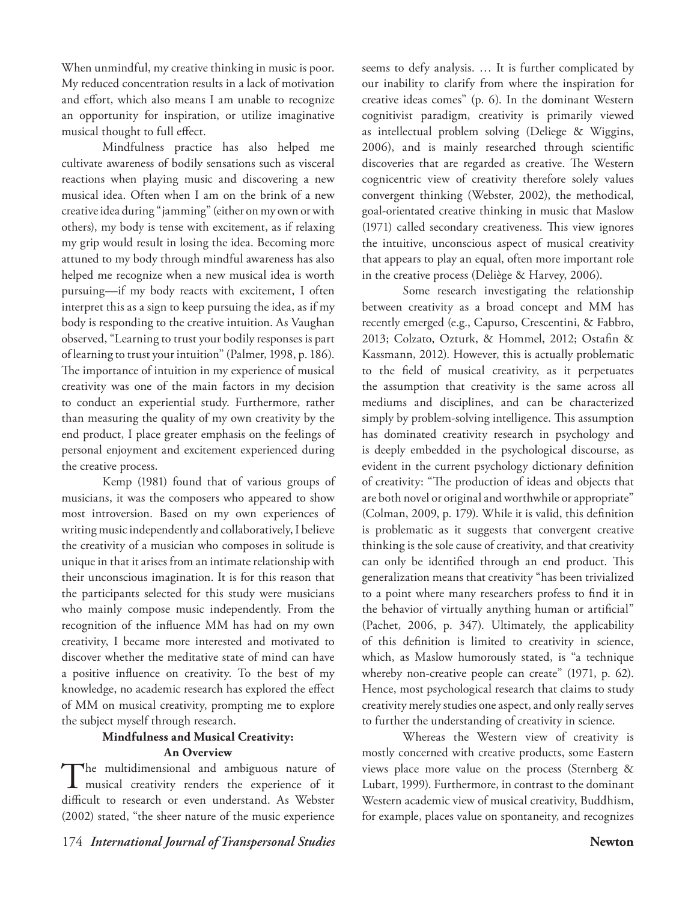When unmindful, my creative thinking in music is poor. My reduced concentration results in a lack of motivation and effort, which also means I am unable to recognize an opportunity for inspiration, or utilize imaginative musical thought to full effect.

Mindfulness practice has also helped me cultivate awareness of bodily sensations such as visceral reactions when playing music and discovering a new musical idea. Often when I am on the brink of a new creative idea during "jamming" (either on my own or with others), my body is tense with excitement, as if relaxing my grip would result in losing the idea. Becoming more attuned to my body through mindful awareness has also helped me recognize when a new musical idea is worth pursuing—if my body reacts with excitement, I often interpret this as a sign to keep pursuing the idea, as if my body is responding to the creative intuition. As Vaughan observed, "Learning to trust your bodily responses is part of learning to trust your intuition" (Palmer, 1998, p. 186). The importance of intuition in my experience of musical creativity was one of the main factors in my decision to conduct an experiential study. Furthermore, rather than measuring the quality of my own creativity by the end product, I place greater emphasis on the feelings of personal enjoyment and excitement experienced during the creative process.

Kemp (1981) found that of various groups of musicians, it was the composers who appeared to show most introversion. Based on my own experiences of writing music independently and collaboratively, I believe the creativity of a musician who composes in solitude is unique in that it arises from an intimate relationship with their unconscious imagination. It is for this reason that the participants selected for this study were musicians who mainly compose music independently. From the recognition of the influence MM has had on my own creativity, I became more interested and motivated to discover whether the meditative state of mind can have a positive influence on creativity. To the best of my knowledge, no academic research has explored the effect of MM on musical creativity, prompting me to explore the subject myself through research.

## Mindfulness and Musical Creativity: An Overview

The multidimensional and ambiguous nature of musical creativity renders the experience of it difficult to research or even understand. As Webster (2002) stated, "the sheer nature of the music experience seems to defy analysis. … It is further complicated by our inability to clarify from where the inspiration for creative ideas comes" (p. 6). In the dominant Western cognitivist paradigm, creativity is primarily viewed as intellectual problem solving (Deliege & Wiggins, 2006), and is mainly researched through scientific discoveries that are regarded as creative. The Western cognicentric view of creativity therefore solely values convergent thinking (Webster, 2002), the methodical, goal-orientated creative thinking in music that Maslow (1971) called secondary creativeness. This view ignores the intuitive, unconscious aspect of musical creativity that appears to play an equal, often more important role in the creative process (Deliège & Harvey, 2006).

Some research investigating the relationship between creativity as a broad concept and MM has recently emerged (e.g., Capurso, Crescentini, & Fabbro, 2013; Colzato, Ozturk, & Hommel, 2012; Ostafin & Kassmann, 2012). However, this is actually problematic to the field of musical creativity, as it perpetuates the assumption that creativity is the same across all mediums and disciplines, and can be characterized simply by problem-solving intelligence. This assumption has dominated creativity research in psychology and is deeply embedded in the psychological discourse, as evident in the current psychology dictionary definition of creativity: "The production of ideas and objects that are both novel or original and worthwhile or appropriate" (Colman, 2009, p. 179). While it is valid, this definition is problematic as it suggests that convergent creative thinking is the sole cause of creativity, and that creativity can only be identified through an end product. This generalization means that creativity "has been trivialized to a point where many researchers profess to find it in the behavior of virtually anything human or artificial" (Pachet, 2006, p. 347). Ultimately, the applicability of this definition is limited to creativity in science, which, as Maslow humorously stated, is "a technique whereby non-creative people can create" (1971, p. 62). Hence, most psychological research that claims to study creativity merely studies one aspect, and only really serves to further the understanding of creativity in science.

Whereas the Western view of creativity is mostly concerned with creative products, some Eastern views place more value on the process (Sternberg & Lubart, 1999). Furthermore, in contrast to the dominant Western academic view of musical creativity, Buddhism, for example, places value on spontaneity, and recognizes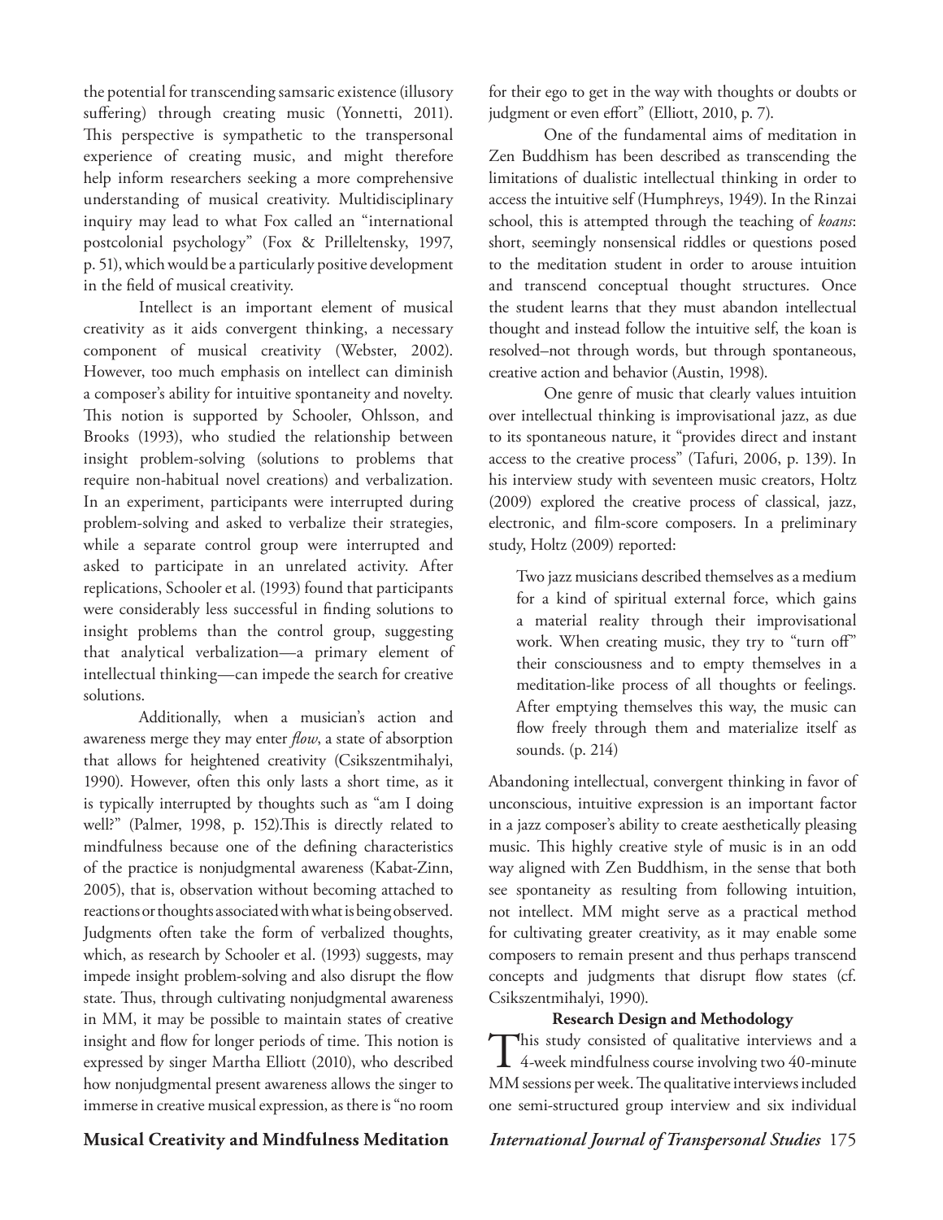the potential for transcending samsaric existence (illusory suffering) through creating music (Yonnetti, 2011). This perspective is sympathetic to the transpersonal experience of creating music, and might therefore help inform researchers seeking a more comprehensive understanding of musical creativity. Multidisciplinary inquiry may lead to what Fox called an "international postcolonial psychology" (Fox & Prilleltensky, 1997, p. 51), which would be a particularly positive development in the field of musical creativity.

Intellect is an important element of musical creativity as it aids convergent thinking, a necessary component of musical creativity (Webster, 2002). However, too much emphasis on intellect can diminish a composer's ability for intuitive spontaneity and novelty. This notion is supported by Schooler, Ohlsson, and Brooks (1993), who studied the relationship between insight problem-solving (solutions to problems that require non-habitual novel creations) and verbalization. In an experiment, participants were interrupted during problem-solving and asked to verbalize their strategies, while a separate control group were interrupted and asked to participate in an unrelated activity. After replications, Schooler et al. (1993) found that participants were considerably less successful in finding solutions to insight problems than the control group, suggesting that analytical verbalization—a primary element of intellectual thinking—can impede the search for creative solutions.

Additionally, when a musician's action and awareness merge they may enter *flow*, a state of absorption that allows for heightened creativity (Csikszentmihalyi, 1990). However, often this only lasts a short time, as it is typically interrupted by thoughts such as "am I doing well?" (Palmer, 1998, p. 152).This is directly related to mindfulness because one of the defining characteristics of the practice is nonjudgmental awareness (Kabat-Zinn, 2005), that is, observation without becoming attached to reactions or thoughts associated with what is being observed. Judgments often take the form of verbalized thoughts, which, as research by Schooler et al. (1993) suggests, may impede insight problem-solving and also disrupt the flow state. Thus, through cultivating nonjudgmental awareness in MM, it may be possible to maintain states of creative insight and flow for longer periods of time. This notion is expressed by singer Martha Elliott (2010), who described how nonjudgmental present awareness allows the singer to immerse in creative musical expression, as there is "no room for their ego to get in the way with thoughts or doubts or judgment or even effort" (Elliott, 2010, p. 7).

One of the fundamental aims of meditation in Zen Buddhism has been described as transcending the limitations of dualistic intellectual thinking in order to access the intuitive self (Humphreys, 1949). In the Rinzai school, this is attempted through the teaching of *koans*: short, seemingly nonsensical riddles or questions posed to the meditation student in order to arouse intuition and transcend conceptual thought structures. Once the student learns that they must abandon intellectual thought and instead follow the intuitive self, the koan is resolved–not through words, but through spontaneous, creative action and behavior (Austin, 1998).

One genre of music that clearly values intuition over intellectual thinking is improvisational jazz, as due to its spontaneous nature, it "provides direct and instant access to the creative process" (Tafuri, 2006, p. 139). In his interview study with seventeen music creators, Holtz (2009) explored the creative process of classical, jazz, electronic, and film-score composers. In a preliminary study, Holtz (2009) reported:

> Two jazz musicians described themselves as a medium for a kind of spiritual external force, which gains a material reality through their improvisational work. When creating music, they try to "turn off" their consciousness and to empty themselves in a meditation-like process of all thoughts or feelings. After emptying themselves this way, the music can flow freely through them and materialize itself as sounds. (p. 214)

Abandoning intellectual, convergent thinking in favor of unconscious, intuitive expression is an important factor in a jazz composer's ability to create aesthetically pleasing music. This highly creative style of music is in an odd way aligned with Zen Buddhism, in the sense that both see spontaneity as resulting from following intuition, not intellect. MM might serve as a practical method for cultivating greater creativity, as it may enable some composers to remain present and thus perhaps transcend concepts and judgments that disrupt flow states (cf. Csikszentmihalyi, 1990).

## Research Design and Methodology

This study consisted of qualitative interviews and a 4-week mindfulness course involving two 40-minute MM sessions per week. The qualitative interviews included one semi-structured group interview and six individual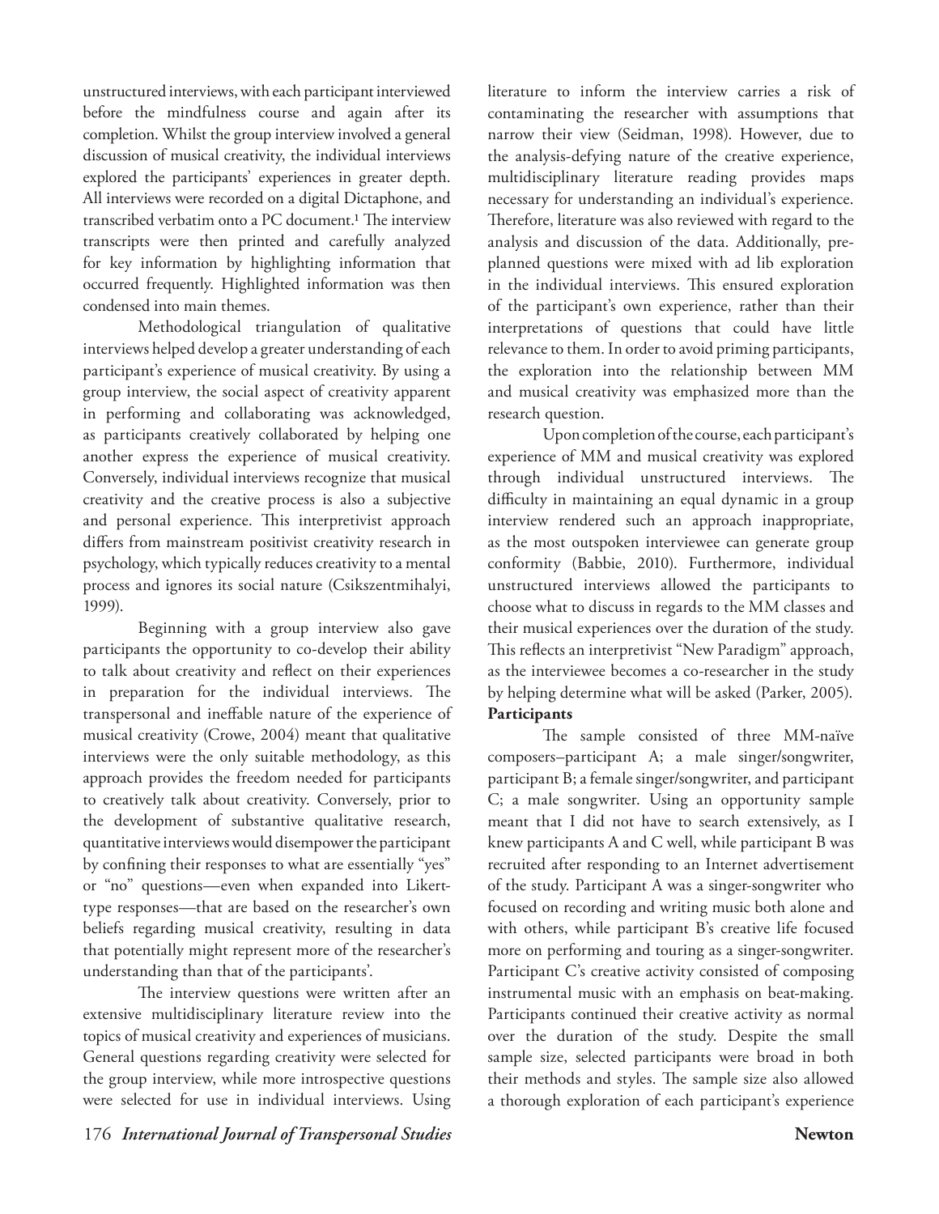unstructured interviews, with each participant interviewed before the mindfulness course and again after its completion. Whilst the group interview involved a general discussion of musical creativity, the individual interviews explored the participants' experiences in greater depth. All interviews were recorded on a digital Dictaphone, and transcribed verbatim onto a PC document.[1] The interview transcripts were then printed and carefully analyzed for key information by highlighting information that occurred frequently. Highlighted information was then condensed into main themes.

Methodological triangulation of qualitative interviews helped develop a greater understanding of each participant's experience of musical creativity. By using a group interview, the social aspect of creativity apparent in performing and collaborating was acknowledged, as participants creatively collaborated by helping one another express the experience of musical creativity. Conversely, individual interviews recognize that musical creativity and the creative process is also a subjective and personal experience. This interpretivist approach differs from mainstream positivist creativity research in psychology, which typically reduces creativity to a mental process and ignores its social nature (Csikszentmihalyi, 1999).

Beginning with a group interview also gave participants the opportunity to co-develop their ability to talk about creativity and reflect on their experiences in preparation for the individual interviews. The transpersonal and ineffable nature of the experience of musical creativity (Crowe, 2004) meant that qualitative interviews were the only suitable methodology, as this approach provides the freedom needed for participants to creatively talk about creativity. Conversely, prior to the development of substantive qualitative research, quantitative interviews would disempower the participant by confining their responses to what are essentially "yes" or "no" questions—even when expanded into Likert-type responses—that are based on the researcher's own beliefs regarding musical creativity, resulting in data that potentially might represent more of the researcher's understanding than that of the participants'.

The interview questions were written after an extensive multidisciplinary literature review into the topics of musical creativity and experiences of musicians. General questions regarding creativity were selected for the group interview, while more introspective questions were selected for use in individual interviews. Using literature to inform the interview carries a risk of contaminating the researcher with assumptions that narrow their view (Seidman, 1998). However, due to the analysis-defying nature of the creative experience, multidisciplinary literature reading provides maps necessary for understanding an individual's experience. Therefore, literature was also reviewed with regard to the analysis and discussion of the data. Additionally, pre-planned questions were mixed with ad lib exploration in the individual interviews. This ensured exploration of the participant's own experience, rather than their interpretations of questions that could have little relevance to them. In order to avoid priming participants, the exploration into the relationship between MM and musical creativity was emphasized more than the research question.

Upon completion of the course, each participant's experience of MM and musical creativity was explored through individual unstructured interviews. The difficulty in maintaining an equal dynamic in a group interview rendered such an approach inappropriate, as the most outspoken interviewee can generate group conformity (Babbie, 2010). Furthermore, individual unstructured interviews allowed the participants to choose what to discuss in regards to the MM classes and their musical experiences over the duration of the study. This reflects an interpretivist "New Paradigm" approach, as the interviewee becomes a co-researcher in the study by helping determine what will be asked (Parker, 2005).

**Participants**

The sample consisted of three MM-naïve composers–participant A; a male singer/songwriter, participant B; a female singer/songwriter, and participant C; a male songwriter. Using an opportunity sample meant that I did not have to search extensively, as I knew participants A and C well, while participant B was recruited after responding to an Internet advertisement of the study. Participant A was a singer-songwriter who focused on recording and writing music both alone and with others, while participant B's creative life focused more on performing and touring as a singer-songwriter. Participant C's creative activity consisted of composing instrumental music with an emphasis on beat-making. Participants continued their creative activity as normal over the duration of the study. Despite the small sample size, selected participants were broad in both their methods and styles. The sample size also allowed a thorough exploration of each participant's experience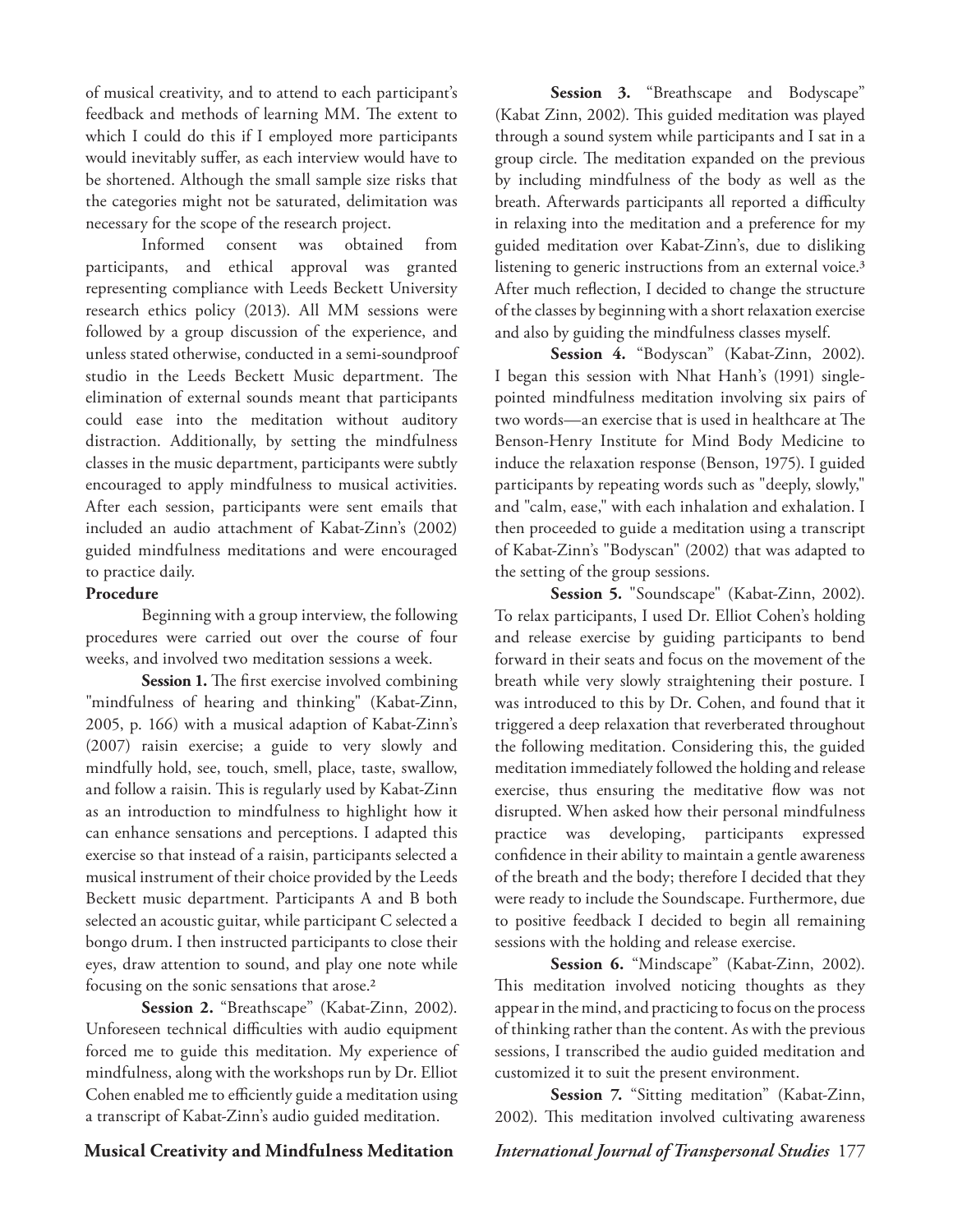of musical creativity, and to attend to each participant's feedback and methods of learning MM. The extent to which I could do this if I employed more participants would inevitably suffer, as each interview would have to be shortened. Although the small sample size risks that the categories might not be saturated, delimitation was necessary for the scope of the research project.

Informed consent was obtained from participants, and ethical approval was granted representing compliance with Leeds Beckett University research ethics policy (2013). All MM sessions were followed by a group discussion of the experience, and unless stated otherwise, conducted in a semi-soundproof studio in the Leeds Beckett Music department. The elimination of external sounds meant that participants could ease into the meditation without auditory distraction. Additionally, by setting the mindfulness classes in the music department, participants were subtly encouraged to apply mindfulness to musical activities. After each session, participants were sent emails that included an audio attachment of Kabat-Zinn's (2002) guided mindfulness meditations and were encouraged to practice daily.

**Procedure**

Beginning with a group interview, the following procedures were carried out over the course of four weeks, and involved two meditation sessions a week.

**Session 1.** The first exercise involved combining "mindfulness of hearing and thinking" (Kabat-Zinn, 2005, p. 166) with a musical adaption of Kabat-Zinn's (2007) raisin exercise; a guide to very slowly and mindfully hold, see, touch, smell, place, taste, swallow, and follow a raisin. This is regularly used by Kabat-Zinn as an introduction to mindfulness to highlight how it can enhance sensations and perceptions. I adapted this exercise so that instead of a raisin, participants selected a musical instrument of their choice provided by the Leeds Beckett music department. Participants A and B both selected an acoustic guitar, while participant C selected a bongo drum. I then instructed participants to close their eyes, draw attention to sound, and play one note while focusing on the sonic sensations that arose.[2]

**Session 2.** "Breathscape" (Kabat-Zinn, 2002). Unforeseen technical difficulties with audio equipment forced me to guide this meditation. My experience of mindfulness, along with the workshops run by Dr. Elliot Cohen enabled me to efficiently guide a meditation using a transcript of Kabat-Zinn's audio guided meditation.

**Session 3.** "Breathscape and Bodyscape" (Kabat Zinn, 2002). This guided meditation was played through a sound system while participants and I sat in a group circle. The meditation expanded on the previous by including mindfulness of the body as well as the breath. Afterwards participants all reported a difficulty in relaxing into the meditation and a preference for my guided meditation over Kabat-Zinn's, due to disliking listening to generic instructions from an external voice.[3] After much reflection, I decided to change the structure of the classes by beginning with a short relaxation exercise and also by guiding the mindfulness classes myself.

**Session 4.** "Bodyscan" (Kabat-Zinn, 2002). I began this session with Nhat Hanh's (1991) single-pointed mindfulness meditation involving six pairs of two words—an exercise that is used in healthcare at The Benson-Henry Institute for Mind Body Medicine to induce the relaxation response (Benson, 1975). I guided participants by repeating words such as "deeply, slowly," and "calm, ease," with each inhalation and exhalation. I then proceeded to guide a meditation using a transcript of Kabat-Zinn's "Bodyscan" (2002) that was adapted to the setting of the group sessions.

**Session 5.** "Soundscape" (Kabat-Zinn, 2002). To relax participants, I used Dr. Elliot Cohen's holding and release exercise by guiding participants to bend forward in their seats and focus on the movement of the breath while very slowly straightening their posture. I was introduced to this by Dr. Cohen, and found that it triggered a deep relaxation that reverberated throughout the following meditation. Considering this, the guided meditation immediately followed the holding and release exercise, thus ensuring the meditative flow was not disrupted. When asked how their personal mindfulness practice was developing, participants expressed confidence in their ability to maintain a gentle awareness of the breath and the body; therefore I decided that they were ready to include the Soundscape. Furthermore, due to positive feedback I decided to begin all remaining sessions with the holding and release exercise.

**Session 6.** "Mindscape" (Kabat-Zinn, 2002). This meditation involved noticing thoughts as they appear in the mind, and practicing to focus on the process of thinking rather than the content. As with the previous sessions, I transcribed the audio guided meditation and customized it to suit the present environment.

**Session 7.** "Sitting meditation" (Kabat-Zinn, 2002). This meditation involved cultivating awareness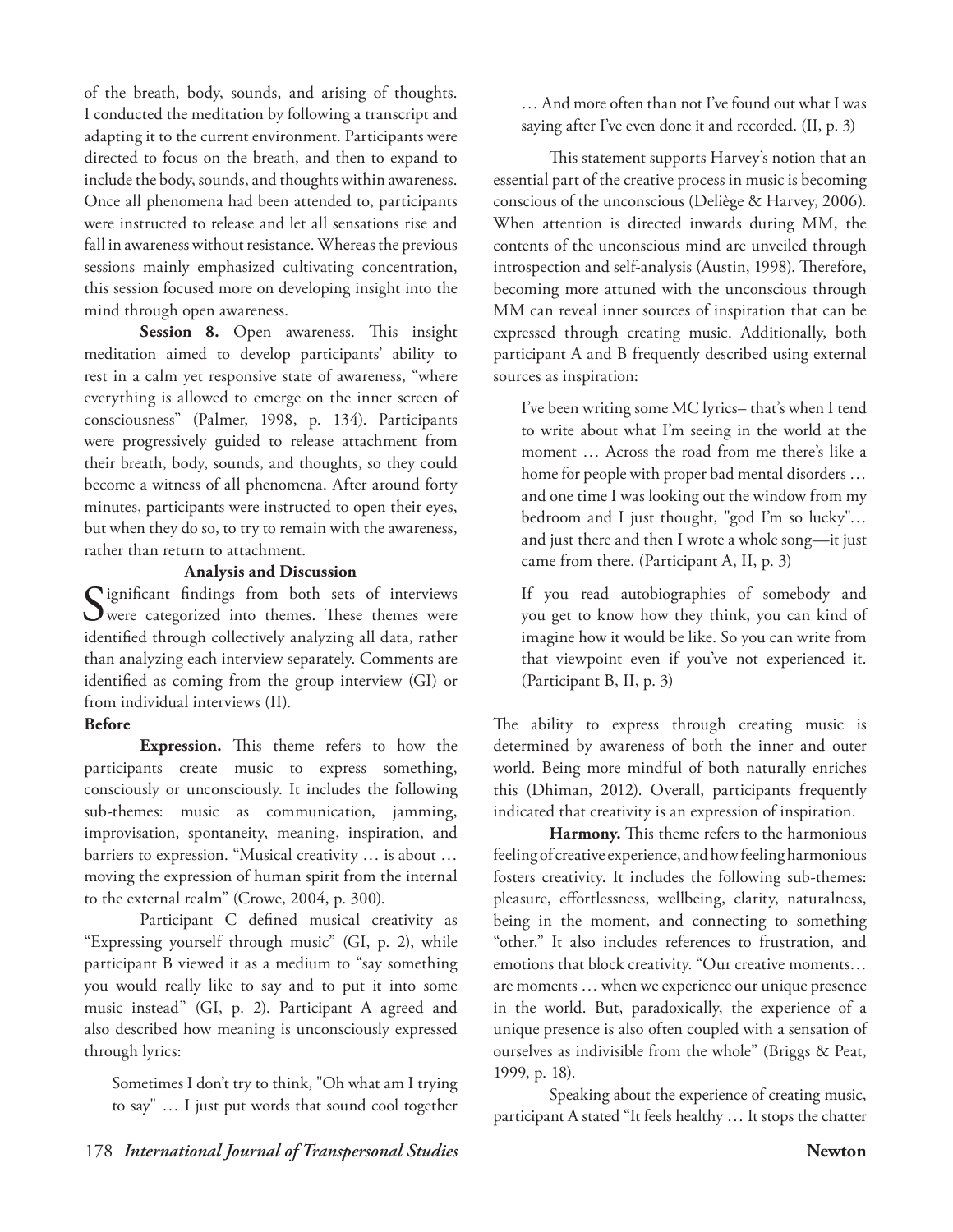of the breath, body, sounds, and arising of thoughts. I conducted the meditation by following a transcript and adapting it to the current environment. Participants were directed to focus on the breath, and then to expand to include the body, sounds, and thoughts within awareness. Once all phenomena had been attended to, participants were instructed to release and let all sensations rise and fall in awareness without resistance. Whereas the previous sessions mainly emphasized cultivating concentration, this session focused more on developing insight into the mind through open awareness.

**Session 8.** Open awareness. This insight meditation aimed to develop participants' ability to rest in a calm yet responsive state of awareness, "where everything is allowed to emerge on the inner screen of consciousness" (Palmer, 1998, p. 134). Participants were progressively guided to release attachment from their breath, body, sounds, and thoughts, so they could become a witness of all phenomena. After around forty minutes, participants were instructed to open their eyes, but when they do so, to try to remain with the awareness, rather than return to attachment.

## Analysis and Discussion

Significant findings from both sets of interviews were categorized into themes. These themes were identified through collectively analyzing all data, rather than analyzing each interview separately. Comments are identified as coming from the group interview (GI) or from individual interviews (II).

### Before

**Expression.** This theme refers to how the participants create music to express something, consciously or unconsciously. It includes the following sub-themes: music as communication, jamming, improvisation, spontaneity, meaning, inspiration, and barriers to expression. "Musical creativity … is about … moving the expression of human spirit from the internal to the external realm" (Crowe, 2004, p. 300).

Participant C defined musical creativity as "Expressing yourself through music" (GI, p. 2), while participant B viewed it as a medium to "say something you would really like to say and to put it into some music instead" (GI, p. 2). Participant A agreed and also described how meaning is unconsciously expressed through lyrics:

> Sometimes I don't try to think, "Oh what am I trying to say" … I just put words that sound cool together … And more often than not I've found out what I was saying after I've even done it and recorded. (II, p. 3)

This statement supports Harvey's notion that an essential part of the creative process in music is becoming conscious of the unconscious (Deliège & Harvey, 2006). When attention is directed inwards during MM, the contents of the unconscious mind are unveiled through introspection and self-analysis (Austin, 1998). Therefore, becoming more attuned with the unconscious through MM can reveal inner sources of inspiration that can be expressed through creating music. Additionally, both participant A and B frequently described using external sources as inspiration:

> I've been writing some MC lyrics– that's when I tend to write about what I'm seeing in the world at the moment … Across the road from me there's like a home for people with proper bad mental disorders … and one time I was looking out the window from my bedroom and I just thought, "god I'm so lucky"… and just there and then I wrote a whole song—it just came from there. (Participant A, II, p. 3)

> If you read autobiographies of somebody and you get to know how they think, you can kind of imagine how it would be like. So you can write from that viewpoint even if you've not experienced it. (Participant B, II, p. 3)

The ability to express through creating music is determined by awareness of both the inner and outer world. Being more mindful of both naturally enriches this (Dhiman, 2012). Overall, participants frequently indicated that creativity is an expression of inspiration.

**Harmony.** This theme refers to the harmonious feeling of creative experience, and how feeling harmonious fosters creativity. It includes the following sub-themes: pleasure, effortlessness, wellbeing, clarity, naturalness, being in the moment, and connecting to something "other." It also includes references to frustration, and emotions that block creativity. "Our creative moments… are moments … when we experience our unique presence in the world. But, paradoxically, the experience of a unique presence is also often coupled with a sensation of ourselves as indivisible from the whole" (Briggs & Peat, 1999, p. 18).

Speaking about the experience of creating music, participant A stated "It feels healthy … It stops the chatter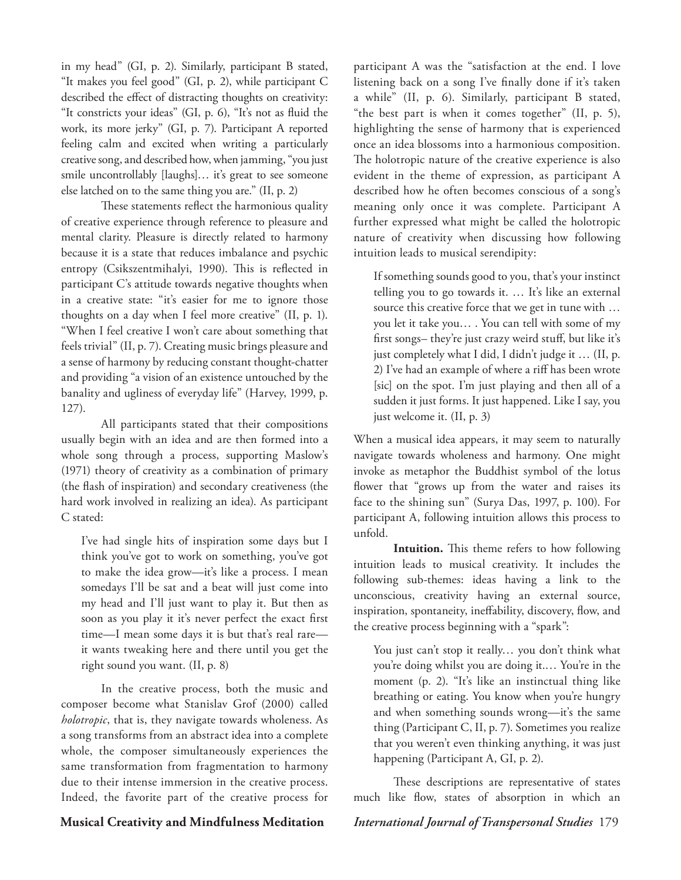in my head" (GI, p. 2). Similarly, participant B stated, "It makes you feel good" (GI, p. 2), while participant C described the effect of distracting thoughts on creativity: "It constricts your ideas" (GI, p. 6), "It's not as fluid the work, its more jerky" (GI, p. 7). Participant A reported feeling calm and excited when writing a particularly creative song, and described how, when jamming, "you just smile uncontrollably [laughs]… it's great to see someone else latched on to the same thing you are." (II, p. 2)

These statements reflect the harmonious quality of creative experience through reference to pleasure and mental clarity. Pleasure is directly related to harmony because it is a state that reduces imbalance and psychic entropy (Csikszentmihalyi, 1990). This is reflected in participant C's attitude towards negative thoughts when in a creative state: "it's easier for me to ignore those thoughts on a day when I feel more creative" (II, p. 1). "When I feel creative I won't care about something that feels trivial" (II, p. 7). Creating music brings pleasure and a sense of harmony by reducing constant thought-chatter and providing "a vision of an existence untouched by the banality and ugliness of everyday life" (Harvey, 1999, p. 127).

All participants stated that their compositions usually begin with an idea and are then formed into a whole song through a process, supporting Maslow's (1971) theory of creativity as a combination of primary (the flash of inspiration) and secondary creativeness (the hard work involved in realizing an idea). As participant C stated:

> I've had single hits of inspiration some days but I think you've got to work on something, you've got to make the idea grow—it's like a process. I mean somedays I'll be sat and a beat will just come into my head and I'll just want to play it. But then as soon as you play it it's never perfect the exact first time—I mean some days it is but that's real rare—it wants tweaking here and there until you get the right sound you want. (II, p. 8)

In the creative process, both the music and composer become what Stanislav Grof (2000) called *holotropic*, that is, they navigate towards wholeness. As a song transforms from an abstract idea into a complete whole, the composer simultaneously experiences the same transformation from fragmentation to harmony due to their intense immersion in the creative process. Indeed, the favorite part of the creative process for participant A was the "satisfaction at the end. I love listening back on a song I've finally done if it's taken a while" (II, p. 6). Similarly, participant B stated, "the best part is when it comes together" (II, p. 5), highlighting the sense of harmony that is experienced once an idea blossoms into a harmonious composition. The holotropic nature of the creative experience is also evident in the theme of expression, as participant A described how he often becomes conscious of a song's meaning only once it was complete. Participant A further expressed what might be called the holotropic nature of creativity when discussing how following intuition leads to musical serendipity:

> If something sounds good to you, that's your instinct telling you to go towards it. … It's like an external source this creative force that we get in tune with … you let it take you… . You can tell with some of my first songs– they're just crazy weird stuff, but like it's just completely what I did, I didn't judge it … (II, p. 2) I've had an example of where a riff has been wrote [sic] on the spot. I'm just playing and then all of a sudden it just forms. It just happened. Like I say, you just welcome it. (II, p. 3)

When a musical idea appears, it may seem to naturally navigate towards wholeness and harmony. One might invoke as metaphor the Buddhist symbol of the lotus flower that "grows up from the water and raises its face to the shining sun" (Surya Das, 1997, p. 100). For participant A, following intuition allows this process to unfold.

**Intuition.** This theme refers to how following intuition leads to musical creativity. It includes the following sub-themes: ideas having a link to the unconscious, creativity having an external source, inspiration, spontaneity, ineffability, discovery, flow, and the creative process beginning with a "spark":

> You just can't stop it really… you don't think what you're doing whilst you are doing it.… You're in the moment (p. 2). "It's like an instinctual thing like breathing or eating. You know when you're hungry and when something sounds wrong—it's the same thing (Participant C, II, p. 7). Sometimes you realize that you weren't even thinking anything, it was just happening (Participant A, GI, p. 2).

These descriptions are representative of states much like flow, states of absorption in which an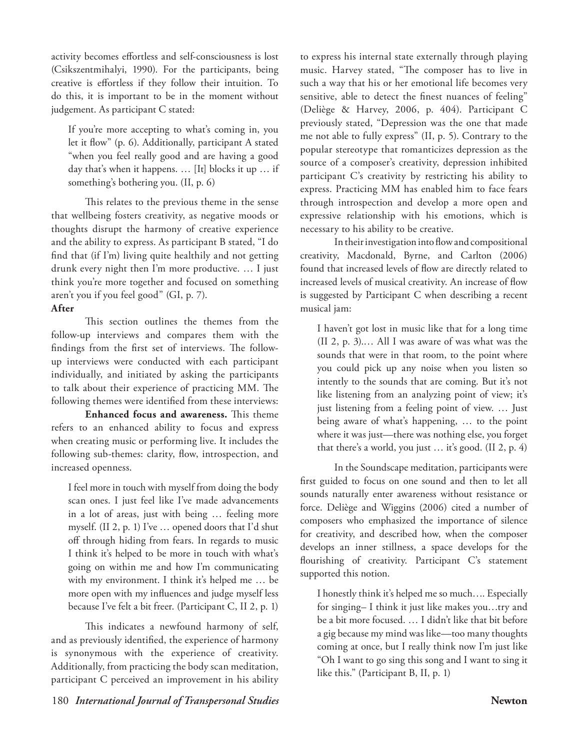activity becomes effortless and self-consciousness is lost (Csikszentmihalyi, 1990). For the participants, being creative is effortless if they follow their intuition. To do this, it is important to be in the moment without judgement. As participant C stated:

> If you're more accepting to what's coming in, you let it flow" (p. 6). Additionally, participant A stated "when you feel really good and are having a good day that's when it happens. … [It] blocks it up … if something's bothering you. (II, p. 6)

This relates to the previous theme in the sense that wellbeing fosters creativity, as negative moods or thoughts disrupt the harmony of creative experience and the ability to express. As participant B stated, "I do find that (if I'm) living quite healthily and not getting drunk every night then I'm more productive. … I just think you're more together and focused on something aren't you if you feel good" (GI, p. 7).

**After**

This section outlines the themes from the follow-up interviews and compares them with the findings from the first set of interviews. The follow-up interviews were conducted with each participant individually, and initiated by asking the participants to talk about their experience of practicing MM. The following themes were identified from these interviews:

**Enhanced focus and awareness.** This theme refers to an enhanced ability to focus and express when creating music or performing live. It includes the following sub-themes: clarity, flow, introspection, and increased openness.

> I feel more in touch with myself from doing the body scan ones. I just feel like I've made advancements in a lot of areas, just with being … feeling more myself. (II 2, p. 1) I've … opened doors that I'd shut off through hiding from fears. In regards to music I think it's helped to be more in touch with what's going on within me and how I'm communicating with my environment. I think it's helped me … be more open with my influences and judge myself less because I've felt a bit freer. (Participant C, II 2, p. 1)

This indicates a newfound harmony of self, and as previously identified, the experience of harmony is synonymous with the experience of creativity. Additionally, from practicing the body scan meditation, participant C perceived an improvement in his ability to express his internal state externally through playing music. Harvey stated, "The composer has to live in such a way that his or her emotional life becomes very sensitive, able to detect the finest nuances of feeling" (Deliège & Harvey, 2006, p. 404). Participant C previously stated, "Depression was the one that made me not able to fully express" (II, p. 5). Contrary to the popular stereotype that romanticizes depression as the source of a composer's creativity, depression inhibited participant C's creativity by restricting his ability to express. Practicing MM has enabled him to face fears through introspection and develop a more open and expressive relationship with his emotions, which is necessary to his ability to be creative.

In their investigation into flow and compositional creativity, Macdonald, Byrne, and Carlton (2006) found that increased levels of flow are directly related to increased levels of musical creativity. An increase of flow is suggested by Participant C when describing a recent musical jam:

> I haven't got lost in music like that for a long time (II 2, p. 3).… All I was aware of was what was the sounds that were in that room, to the point where you could pick up any noise when you listen so intently to the sounds that are coming. But it's not like listening from an analyzing point of view; it's just listening from a feeling point of view. … Just being aware of what's happening, … to the point where it was just—there was nothing else, you forget that there's a world, you just … it's good. (II 2, p. 4)

In the Soundscape meditation, participants were first guided to focus on one sound and then to let all sounds naturally enter awareness without resistance or force. Deliège and Wiggins (2006) cited a number of composers who emphasized the importance of silence for creativity, and described how, when the composer develops an inner stillness, a space develops for the flourishing of creativity. Participant C's statement supported this notion.

> I honestly think it's helped me so much…. Especially for singing– I think it just like makes you…try and be a bit more focused. … I didn't like that bit before a gig because my mind was like—too many thoughts coming at once, but I really think now I'm just like "Oh I want to go sing this song and I want to sing it like this." (Participant B, II, p. 1)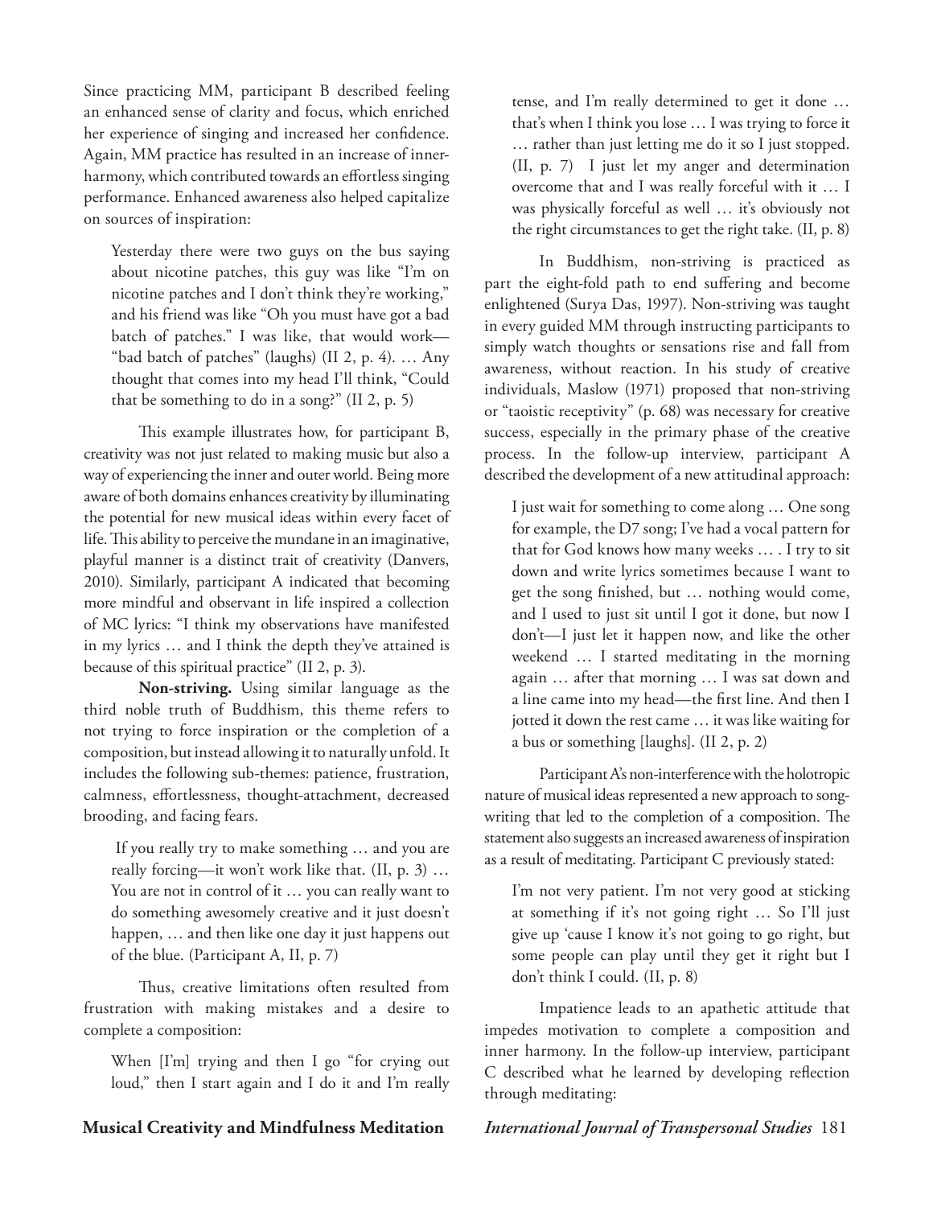Since practicing MM, participant B described feeling an enhanced sense of clarity and focus, which enriched her experience of singing and increased her confidence. Again, MM practice has resulted in an increase of inner-harmony, which contributed towards an effortless singing performance. Enhanced awareness also helped capitalize on sources of inspiration:

> Yesterday there were two guys on the bus saying about nicotine patches, this guy was like "I'm on nicotine patches and I don't think they're working," and his friend was like "Oh you must have got a bad batch of patches." I was like, that would work—"bad batch of patches" (laughs) (II 2, p. 4). … Any thought that comes into my head I'll think, "Could that be something to do in a song?" (II 2, p. 5)

This example illustrates how, for participant B, creativity was not just related to making music but also a way of experiencing the inner and outer world. Being more aware of both domains enhances creativity by illuminating the potential for new musical ideas within every facet of life. This ability to perceive the mundane in an imaginative, playful manner is a distinct trait of creativity (Danvers, 2010). Similarly, participant A indicated that becoming more mindful and observant in life inspired a collection of MC lyrics: "I think my observations have manifested in my lyrics … and I think the depth they've attained is because of this spiritual practice" (II 2, p. 3).

**Non-striving.** Using similar language as the third noble truth of Buddhism, this theme refers to not trying to force inspiration or the completion of a composition, but instead allowing it to naturally unfold. It includes the following sub-themes: patience, frustration, calmness, effortlessness, thought-attachment, decreased brooding, and facing fears.

> If you really try to make something … and you are really forcing—it won't work like that. (II, p. 3) … You are not in control of it … you can really want to do something awesomely creative and it just doesn't happen, … and then like one day it just happens out of the blue. (Participant A, II, p. 7)

Thus, creative limitations often resulted from frustration with making mistakes and a desire to complete a composition:

> When [I'm] trying and then I go "for crying out loud," then I start again and I do it and I'm really tense, and I'm really determined to get it done … that's when I think you lose … I was trying to force it … rather than just letting me do it so I just stopped. (II, p. 7) I just let my anger and determination overcome that and I was really forceful with it … I was physically forceful as well … it's obviously not the right circumstances to get the right take. (II, p. 8)

In Buddhism, non-striving is practiced as part the eight-fold path to end suffering and become enlightened (Surya Das, 1997). Non-striving was taught in every guided MM through instructing participants to simply watch thoughts or sensations rise and fall from awareness, without reaction. In his study of creative individuals, Maslow (1971) proposed that non-striving or "taoistic receptivity" (p. 68) was necessary for creative success, especially in the primary phase of the creative process. In the follow-up interview, participant A described the development of a new attitudinal approach:

> I just wait for something to come along … One song for example, the D7 song; I've had a vocal pattern for that for God knows how many weeks … . I try to sit down and write lyrics sometimes because I want to get the song finished, but … nothing would come, and I used to just sit until I got it done, but now I don't—I just let it happen now, and like the other weekend … I started meditating in the morning again … after that morning … I was sat down and a line came into my head—the first line. And then I jotted it down the rest came … it was like waiting for a bus or something [laughs]. (II 2, p. 2)

Participant A's non-interference with the holotropic nature of musical ideas represented a new approach to song-writing that led to the completion of a composition. The statement also suggests an increased awareness of inspiration as a result of meditating. Participant C previously stated:

> I'm not very patient. I'm not very good at sticking at something if it's not going right … So I'll just give up 'cause I know it's not going to go right, but some people can play until they get it right but I don't think I could. (II, p. 8)

Impatience leads to an apathetic attitude that impedes motivation to complete a composition and inner harmony. In the follow-up interview, participant C described what he learned by developing reflection through meditating: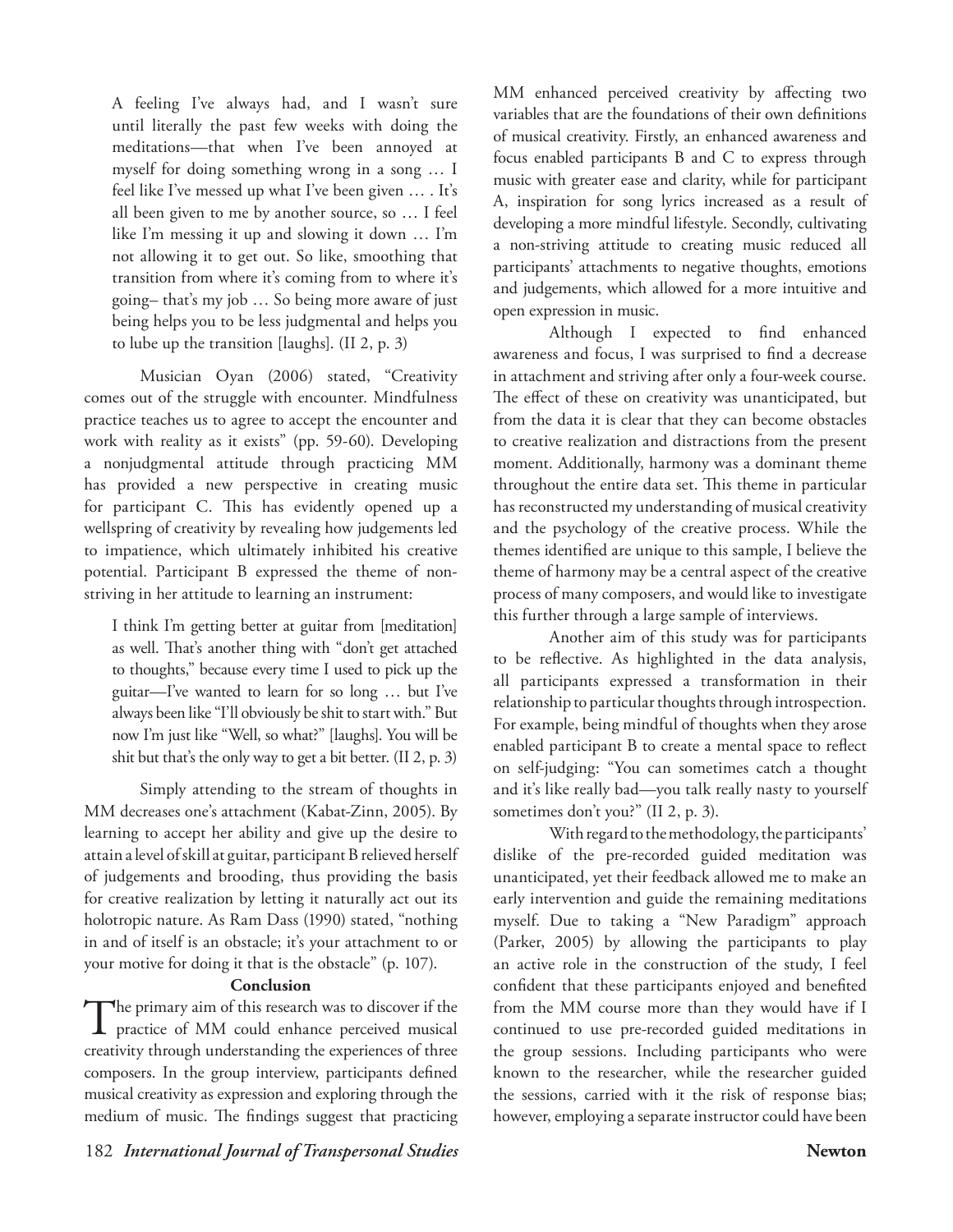> A feeling I've always had, and I wasn't sure until literally the past few weeks with doing the meditations—that when I've been annoyed at myself for doing something wrong in a song … I feel like I've messed up what I've been given … . It's all been given to me by another source, so … I feel like I'm messing it up and slowing it down … I'm not allowing it to get out. So like, smoothing that transition from where it's coming from to where it's going– that's my job … So being more aware of just being helps you to be less judgmental and helps you to lube up the transition [laughs]. (II 2, p. 3)

Musician Oyan (2006) stated, "Creativity comes out of the struggle with encounter. Mindfulness practice teaches us to agree to accept the encounter and work with reality as it exists" (pp. 59-60). Developing a nonjudgmental attitude through practicing MM has provided a new perspective in creating music for participant C. This has evidently opened up a wellspring of creativity by revealing how judgements led to impatience, which ultimately inhibited his creative potential. Participant B expressed the theme of non-striving in her attitude to learning an instrument:

> I think I'm getting better at guitar from [meditation] as well. That's another thing with "don't get attached to thoughts," because every time I used to pick up the guitar—I've wanted to learn for so long … but I've always been like "I'll obviously be shit to start with." But now I'm just like "Well, so what?" [laughs]. You will be shit but that's the only way to get a bit better. (II 2, p. 3)

Simply attending to the stream of thoughts in MM decreases one's attachment (Kabat-Zinn, 2005). By learning to accept her ability and give up the desire to attain a level of skill at guitar, participant B relieved herself of judgements and brooding, thus providing the basis for creative realization by letting it naturally act out its holotropic nature. As Ram Dass (1990) stated, "nothing in and of itself is an obstacle; it's your attachment to or your motive for doing it that is the obstacle" (p. 107).

## Conclusion

The primary aim of this research was to discover if the practice of MM could enhance perceived musical creativity through understanding the experiences of three composers. In the group interview, participants defined musical creativity as expression and exploring through the medium of music. The findings suggest that practicing MM enhanced perceived creativity by affecting two variables that are the foundations of their own definitions of musical creativity. Firstly, an enhanced awareness and focus enabled participants B and C to express through music with greater ease and clarity, while for participant A, inspiration for song lyrics increased as a result of developing a more mindful lifestyle. Secondly, cultivating a non-striving attitude to creating music reduced all participants' attachments to negative thoughts, emotions and judgements, which allowed for a more intuitive and open expression in music.

Although I expected to find enhanced awareness and focus, I was surprised to find a decrease in attachment and striving after only a four-week course. The effect of these on creativity was unanticipated, but from the data it is clear that they can become obstacles to creative realization and distractions from the present moment. Additionally, harmony was a dominant theme throughout the entire data set. This theme in particular has reconstructed my understanding of musical creativity and the psychology of the creative process. While the themes identified are unique to this sample, I believe the theme of harmony may be a central aspect of the creative process of many composers, and would like to investigate this further through a large sample of interviews.

Another aim of this study was for participants to be reflective. As highlighted in the data analysis, all participants expressed a transformation in their relationship to particular thoughts through introspection. For example, being mindful of thoughts when they arose enabled participant B to create a mental space to reflect on self-judging: "You can sometimes catch a thought and it's like really bad—you talk really nasty to yourself sometimes don't you?" (II 2, p. 3).

With regard to the methodology, the participants' dislike of the pre-recorded guided meditation was unanticipated, yet their feedback allowed me to make an early intervention and guide the remaining meditations myself. Due to taking a "New Paradigm" approach (Parker, 2005) by allowing the participants to play an active role in the construction of the study, I feel confident that these participants enjoyed and benefited from the MM course more than they would have if I continued to use pre-recorded guided meditations in the group sessions. Including participants who were known to the researcher, while the researcher guided the sessions, carried with it the risk of response bias; however, employing a separate instructor could have been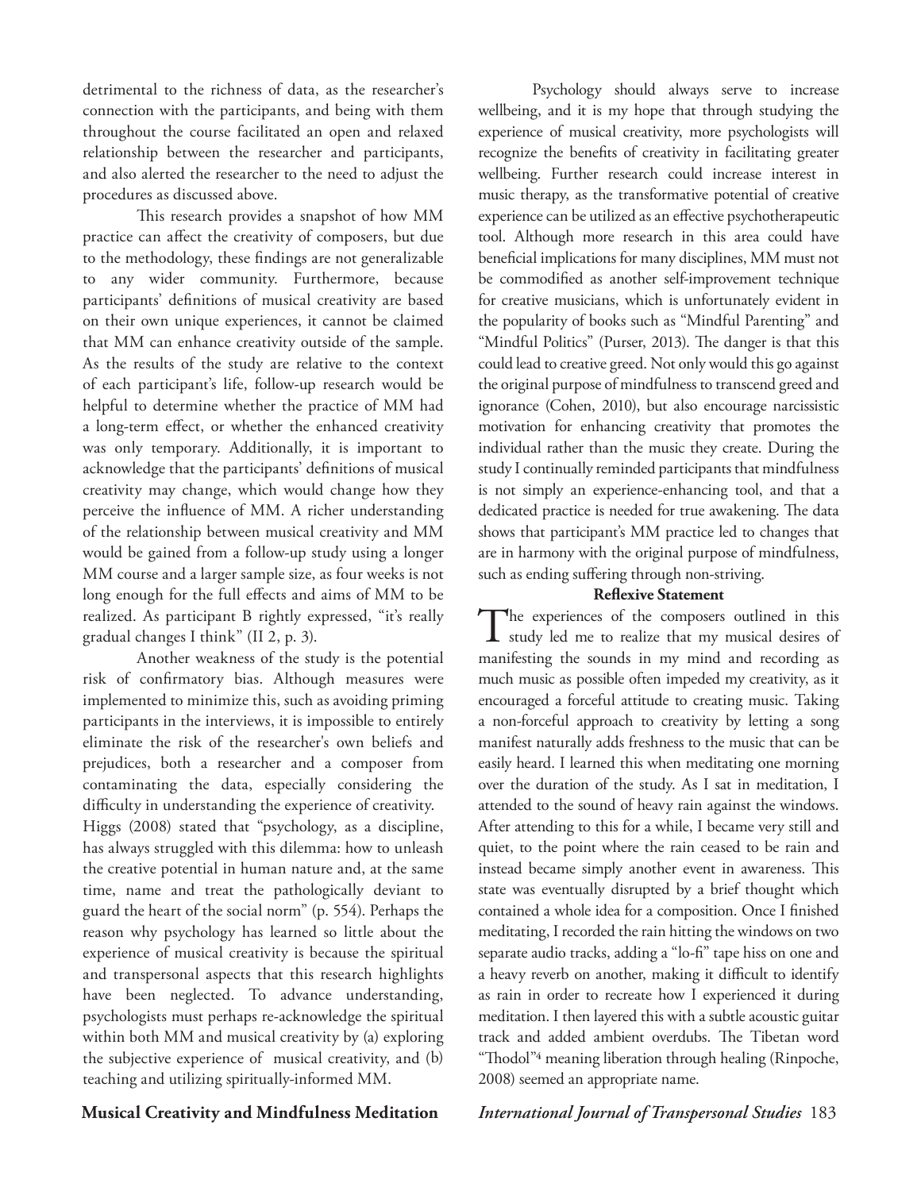detrimental to the richness of data, as the researcher's connection with the participants, and being with them throughout the course facilitated an open and relaxed relationship between the researcher and participants, and also alerted the researcher to the need to adjust the procedures as discussed above.

This research provides a snapshot of how MM practice can affect the creativity of composers, but due to the methodology, these findings are not generalizable to any wider community. Furthermore, because participants' definitions of musical creativity are based on their own unique experiences, it cannot be claimed that MM can enhance creativity outside of the sample. As the results of the study are relative to the context of each participant's life, follow-up research would be helpful to determine whether the practice of MM had a long-term effect, or whether the enhanced creativity was only temporary. Additionally, it is important to acknowledge that the participants' definitions of musical creativity may change, which would change how they perceive the influence of MM. A richer understanding of the relationship between musical creativity and MM would be gained from a follow-up study using a longer MM course and a larger sample size, as four weeks is not long enough for the full effects and aims of MM to be realized. As participant B rightly expressed, "it's really gradual changes I think" (II 2, p. 3).

Another weakness of the study is the potential risk of confirmatory bias. Although measures were implemented to minimize this, such as avoiding priming participants in the interviews, it is impossible to entirely eliminate the risk of the researcher's own beliefs and prejudices, both a researcher and a composer from contaminating the data, especially considering the difficulty in understanding the experience of creativity. Higgs (2008) stated that "psychology, as a discipline, has always struggled with this dilemma: how to unleash the creative potential in human nature and, at the same time, name and treat the pathologically deviant to guard the heart of the social norm" (p. 554). Perhaps the reason why psychology has learned so little about the experience of musical creativity is because the spiritual and transpersonal aspects that this research highlights have been neglected. To advance understanding, psychologists must perhaps re-acknowledge the spiritual within both MM and musical creativity by (a) exploring the subjective experience of musical creativity, and (b) teaching and utilizing spiritually-informed MM.

Psychology should always serve to increase wellbeing, and it is my hope that through studying the experience of musical creativity, more psychologists will recognize the benefits of creativity in facilitating greater wellbeing. Further research could increase interest in music therapy, as the transformative potential of creative experience can be utilized as an effective psychotherapeutic tool. Although more research in this area could have beneficial implications for many disciplines, MM must not be commodified as another self-improvement technique for creative musicians, which is unfortunately evident in the popularity of books such as "Mindful Parenting" and "Mindful Politics" (Purser, 2013). The danger is that this could lead to creative greed. Not only would this go against the original purpose of mindfulness to transcend greed and ignorance (Cohen, 2010), but also encourage narcissistic motivation for enhancing creativity that promotes the individual rather than the music they create. During the study I continually reminded participants that mindfulness is not simply an experience-enhancing tool, and that a dedicated practice is needed for true awakening. The data shows that participant's MM practice led to changes that are in harmony with the original purpose of mindfulness, such as ending suffering through non-striving.

## Reflexive Statement

The experiences of the composers outlined in this study led me to realize that my musical desires of manifesting the sounds in my mind and recording as much music as possible often impeded my creativity, as it encouraged a forceful attitude to creating music. Taking a non-forceful approach to creativity by letting a song manifest naturally adds freshness to the music that can be easily heard. I learned this when meditating one morning over the duration of the study. As I sat in meditation, I attended to the sound of heavy rain against the windows. After attending to this for a while, I became very still and quiet, to the point where the rain ceased to be rain and instead became simply another event in awareness. This state was eventually disrupted by a brief thought which contained a whole idea for a composition. Once I finished meditating, I recorded the rain hitting the windows on two separate audio tracks, adding a "lo-fi" tape hiss on one and a heavy reverb on another, making it difficult to identify as rain in order to recreate how I experienced it during meditation. I then layered this with a subtle acoustic guitar track and added ambient overdubs. The Tibetan word "Thodol"[4] meaning liberation through healing (Rinpoche, 2008) seemed an appropriate name.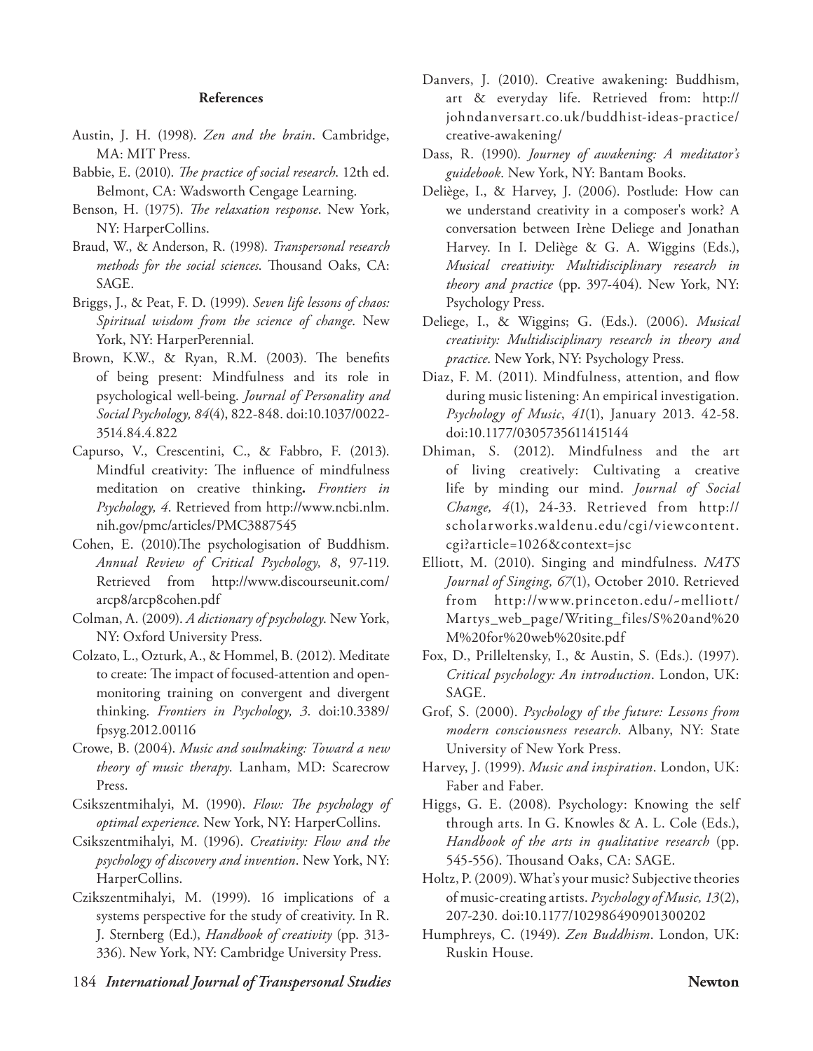**References**

Austin, J. H. (1998). *Zen and the brain*. Cambridge, MA: MIT Press.

Babbie, E. (2010). *The practice of social research*. 12th ed. Belmont, CA: Wadsworth Cengage Learning.

Benson, H. (1975). *The relaxation response*. New York, NY: HarperCollins.

Braud, W., & Anderson, R. (1998). *Transpersonal research methods for the social sciences*. Thousand Oaks, CA: SAGE.

Briggs, J., & Peat, F. D. (1999). *Seven life lessons of chaos: Spiritual wisdom from the science of change*. New York, NY: HarperPerennial.

Brown, K.W., & Ryan, R.M. (2003). The benefits of being present: Mindfulness and its role in psychological well-being. *Journal of Personality and Social Psychology, 84*(4), 822-848. doi:10.1037/0022-3514.84.4.822

Capurso, V., Crescentini, C., & Fabbro, F. (2013). Mindful creativity: The influence of mindfulness meditation on creative thinking**.** *Frontiers in Psychology, 4*. Retrieved from http://www.ncbi.nlm.nih.gov/pmc/articles/PMC3887545

Cohen, E. (2010).The psychologisation of Buddhism. *Annual Review of Critical Psychology, 8*, 97-119. Retrieved from http://www.discourseunit.com/arcp8/arcp8cohen.pdf

Colman, A. (2009). *A dictionary of psychology*. New York, NY: Oxford University Press.

Colzato, L., Ozturk, A., & Hommel, B. (2012). Meditate to create: The impact of focused-attention and open-monitoring training on convergent and divergent thinking. *Frontiers in Psychology, 3*. doi:10.3389/fpsyg.2012.00116

Crowe, B. (2004). *Music and soulmaking: Toward a new theory of music therapy*. Lanham, MD: Scarecrow Press.

Csikszentmihalyi, M. (1990). *Flow: The psychology of optimal experience*. New York, NY: HarperCollins.

Csikszentmihalyi, M. (1996). *Creativity: Flow and the psychology of discovery and invention*. New York, NY: HarperCollins.

Czikszentmihalyi, M. (1999). 16 implications of a systems perspective for the study of creativity. In R. J. Sternberg (Ed.), *Handbook of creativity* (pp. 313-336). New York, NY: Cambridge University Press.

Danvers, J. (2010). Creative awakening: Buddhism, art & everyday life. Retrieved from: http://johndanversart.co.uk/buddhist-ideas-practice/creative-awakening/

Dass, R. (1990). *Journey of awakening: A meditator's guidebook*. New York, NY: Bantam Books.

Deliège, I., & Harvey, J. (2006). Postlude: How can we understand creativity in a composer's work? A conversation between Irène Deliege and Jonathan Harvey. In I. Deliège & G. A. Wiggins (Eds.), *Musical creativity: Multidisciplinary research in theory and practice* (pp. 397-404). New York, NY: Psychology Press.

Deliege, I., & Wiggins; G. (Eds.). (2006). *Musical creativity: Multidisciplinary research in theory and practice*. New York, NY: Psychology Press.

Diaz, F. M. (2011). Mindfulness, attention, and flow during music listening: An empirical investigation. *Psychology of Music*, *41*(1), January 2013. 42-58. doi:10.1177/0305735611415144

Dhiman, S. (2012). Mindfulness and the art of living creatively: Cultivating a creative life by minding our mind. *Journal of Social Change, 4*(1), 24-33. Retrieved from http://scholarworks.waldenu.edu/cgi/viewcontent.cgi?article=1026&context=jsc

Elliott, M. (2010). Singing and mindfulness. *NATS Journal of Singing, 67*(1), October 2010. Retrieved from http://www.princeton.edu/~melliott/Martys_web_page/Writing_files/S%20and%20M%20for%20web%20site.pdf

Fox, D., Prilleltensky, I., & Austin, S. (Eds.). (1997). *Critical psychology: An introduction*. London, UK: SAGE.

Grof, S. (2000). *Psychology of the future: Lessons from modern consciousness research*. Albany, NY: State University of New York Press.

Harvey, J. (1999). *Music and inspiration*. London, UK: Faber and Faber.

Higgs, G. E. (2008). Psychology: Knowing the self through arts. In G. Knowles & A. L. Cole (Eds.), *Handbook of the arts in qualitative research* (pp. 545-556). Thousand Oaks, CA: SAGE.

Holtz, P. (2009). What's your music? Subjective theories of music-creating artists. *Psychology of Music, 13*(2), 207-230. doi:10.1177/102986490901300202

Humphreys, C. (1949). *Zen Buddhism*. London, UK: Ruskin House.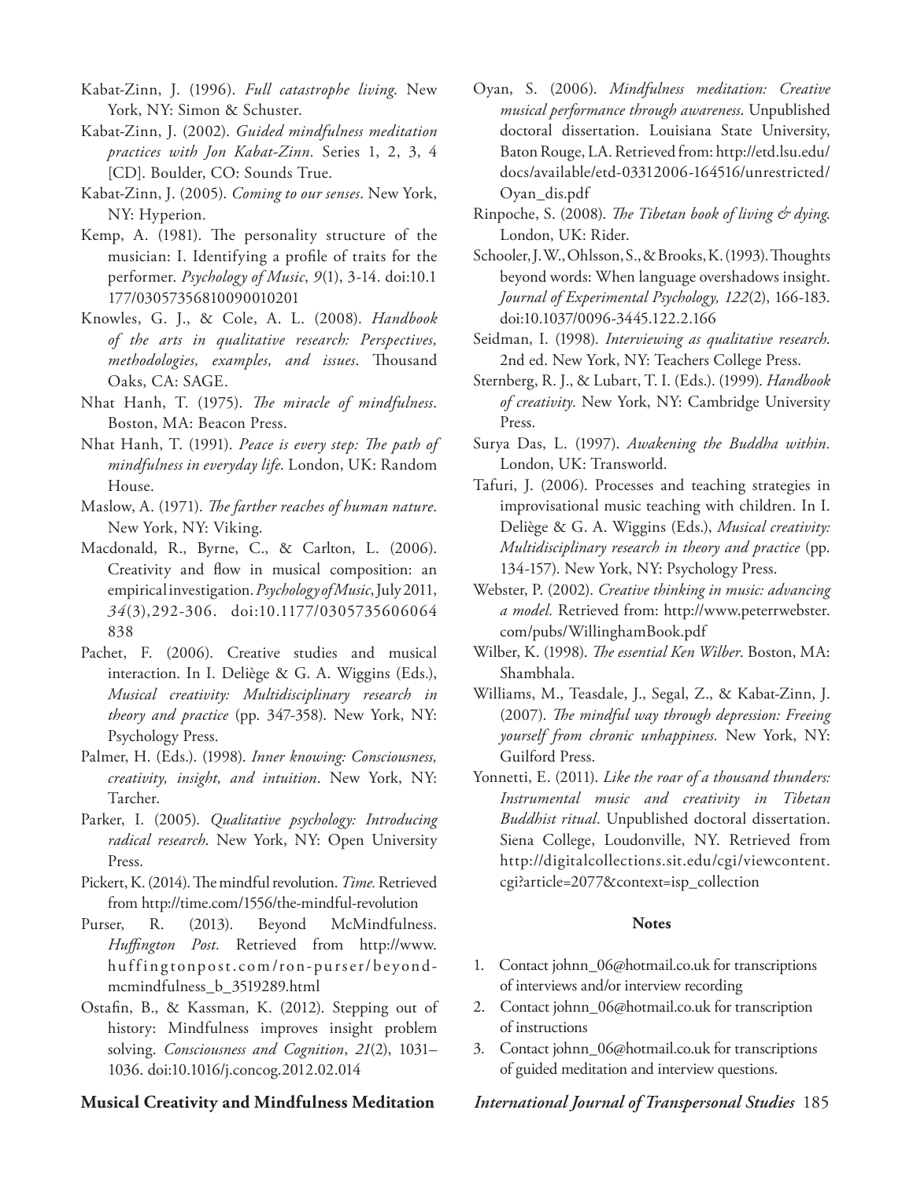Kabat-Zinn, J. (1996). *Full catastrophe living*. New York, NY: Simon & Schuster.

Kabat-Zinn, J. (2002). *Guided mindfulness meditation practices with Jon Kabat-Zinn.* Series 1, 2, 3, 4 [CD]. Boulder, CO: Sounds True.

Kabat-Zinn, J. (2005). *Coming to our senses*. New York, NY: Hyperion.

Kemp, A. (1981). The personality structure of the musician: I. Identifying a profile of traits for the performer. *Psychology of Music*, *9*(1), 3-14. doi:10.1177/03057356810090010201

Knowles, G. J., & Cole, A. L. (2008). *Handbook of the arts in qualitative research: Perspectives, methodologies, examples, and issues*. Thousand Oaks, CA: SAGE.

Nhat Hanh, T. (1975). *The miracle of mindfulness*. Boston, MA: Beacon Press.

Nhat Hanh, T. (1991). *Peace is every step: The path of mindfulness in everyday life*. London, UK: Random House.

Maslow, A. (1971). *The farther reaches of human nature*. New York, NY: Viking.

Macdonald, R., Byrne, C., & Carlton, L. (2006). Creativity and flow in musical composition: an empirical investigation. *Psychology of Music*, July 2011, *34*(3), 292-306. doi:10.1177/0305735606064838

Pachet, F. (2006). Creative studies and musical interaction. In I. Deliège & G. A. Wiggins (Eds.), *Musical creativity: Multidisciplinary research in theory and practice* (pp. 347-358). New York, NY: Psychology Press.

Palmer, H. (Eds.). (1998). *Inner knowing: Consciousness, creativity, insight, and intuition*. New York, NY: Tarcher.

Parker, I. (2005). *Qualitative psychology: Introducing radical research*. New York, NY: Open University Press.

Pickert, K. (2014). The mindful revolution. *Time.* Retrieved from http://time.com/1556/the-mindful-revolution

Purser, R. (2013). Beyond McMindfulness. *Huffington Post.* Retrieved from http://www.huffingtonpost.com/ron-purser/beyond-mcmindfulness_b_3519289.html

Ostafin, B., & Kassman, K. (2012). Stepping out of history: Mindfulness improves insight problem solving. *Consciousness and Cognition*, *21*(2), 1031–1036. doi:10.1016/j.concog.2012.02.014

Oyan, S. (2006). *Mindfulness meditation: Creative musical performance through awareness*. Unpublished doctoral dissertation. Louisiana State University, Baton Rouge, LA. Retrieved from: http://etd.lsu.edu/docs/available/etd-03312006-164516/unrestricted/Oyan_dis.pdf

Rinpoche, S. (2008). *The Tibetan book of living & dying*. London, UK: Rider.

Schooler, J. W., Ohlsson, S., & Brooks, K. (1993). Thoughts beyond words: When language overshadows insight. *Journal of Experimental Psychology, 122*(2), 166-183. doi:10.1037/0096-3445.122.2.166

Seidman, I. (1998). *Interviewing as qualitative research*. 2nd ed. New York, NY: Teachers College Press.

Sternberg, R. J., & Lubart, T. I. (Eds.). (1999). *Handbook of creativity*. New York, NY: Cambridge University Press.

Surya Das, L. (1997). *Awakening the Buddha within.* London, UK: Transworld.

Tafuri, J. (2006). Processes and teaching strategies in improvisational music teaching with children. In I. Deliège & G. A. Wiggins (Eds.), *Musical creativity: Multidisciplinary research in theory and practice* (pp. 134-157). New York, NY: Psychology Press.

Webster, P. (2002). *Creative thinking in music: advancing a model.* Retrieved from: http://www.peterrwebster.com/pubs/WillinghamBook.pdf

Wilber, K. (1998). *The essential Ken Wilber*. Boston, MA: Shambhala.

Williams, M., Teasdale, J., Segal, Z., & Kabat-Zinn, J. (2007). *The mindful way through depression: Freeing yourself from chronic unhappiness.* New York, NY: Guilford Press.

Yonnetti, E. (2011). *Like the roar of a thousand thunders: Instrumental music and creativity in Tibetan Buddhist ritual*. Unpublished doctoral dissertation. Siena College, Loudonville, NY. Retrieved from http://digitalcollections.sit.edu/cgi/viewcontent.cgi?article=2077&context=isp_collection

**Notes**

1. Contact johnn_06@hotmail.co.uk for transcriptions of interviews and/or interview recording
2. Contact johnn_06@hotmail.co.uk for transcription of instructions
3. Contact johnn_06@hotmail.co.uk for transcriptions of guided meditation and interview questions.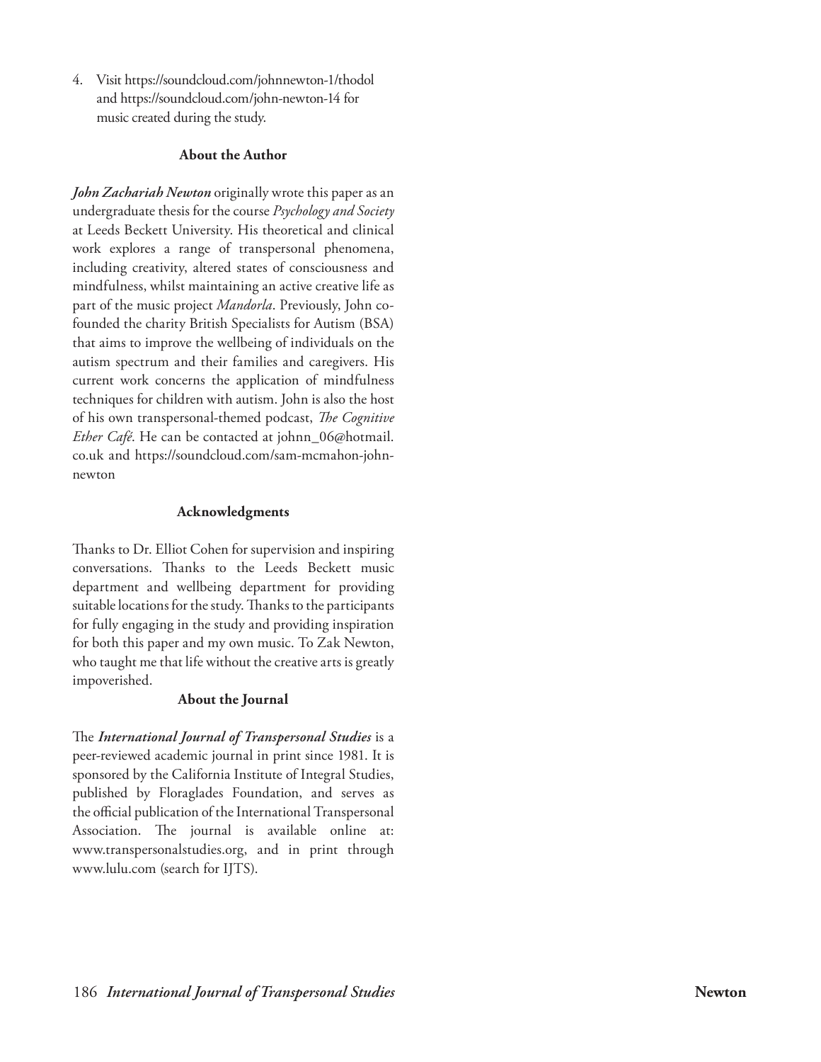4. Visit https://soundcloud.com/johnnewton-1/thodol and https://soundcloud.com/john-newton-14 for music created during the study.

### About the Author

***John Zachariah Newton*** originally wrote this paper as an undergraduate thesis for the course *Psychology and Society* at Leeds Beckett University. His theoretical and clinical work explores a range of transpersonal phenomena, including creativity, altered states of consciousness and mindfulness, whilst maintaining an active creative life as part of the music project *Mandorla*. Previously, John co-founded the charity British Specialists for Autism (BSA) that aims to improve the wellbeing of individuals on the autism spectrum and their families and caregivers. His current work concerns the application of mindfulness techniques for children with autism. John is also the host of his own transpersonal-themed podcast, *The Cognitive Ether Café*. He can be contacted at johnn_06@hotmail.co.uk and https://soundcloud.com/sam-mcmahon-john-newton

### Acknowledgments

Thanks to Dr. Elliot Cohen for supervision and inspiring conversations. Thanks to the Leeds Beckett music department and wellbeing department for providing suitable locations for the study. Thanks to the participants for fully engaging in the study and providing inspiration for both this paper and my own music. To Zak Newton, who taught me that life without the creative arts is greatly impoverished.

### About the Journal

The ***International Journal of Transpersonal Studies*** is a peer-reviewed academic journal in print since 1981. It is sponsored by the California Institute of Integral Studies, published by Floraglades Foundation, and serves as the official publication of the International Transpersonal Association. The journal is available online at: www.transpersonalstudies.org, and in print through www.lulu.com (search for IJTS).